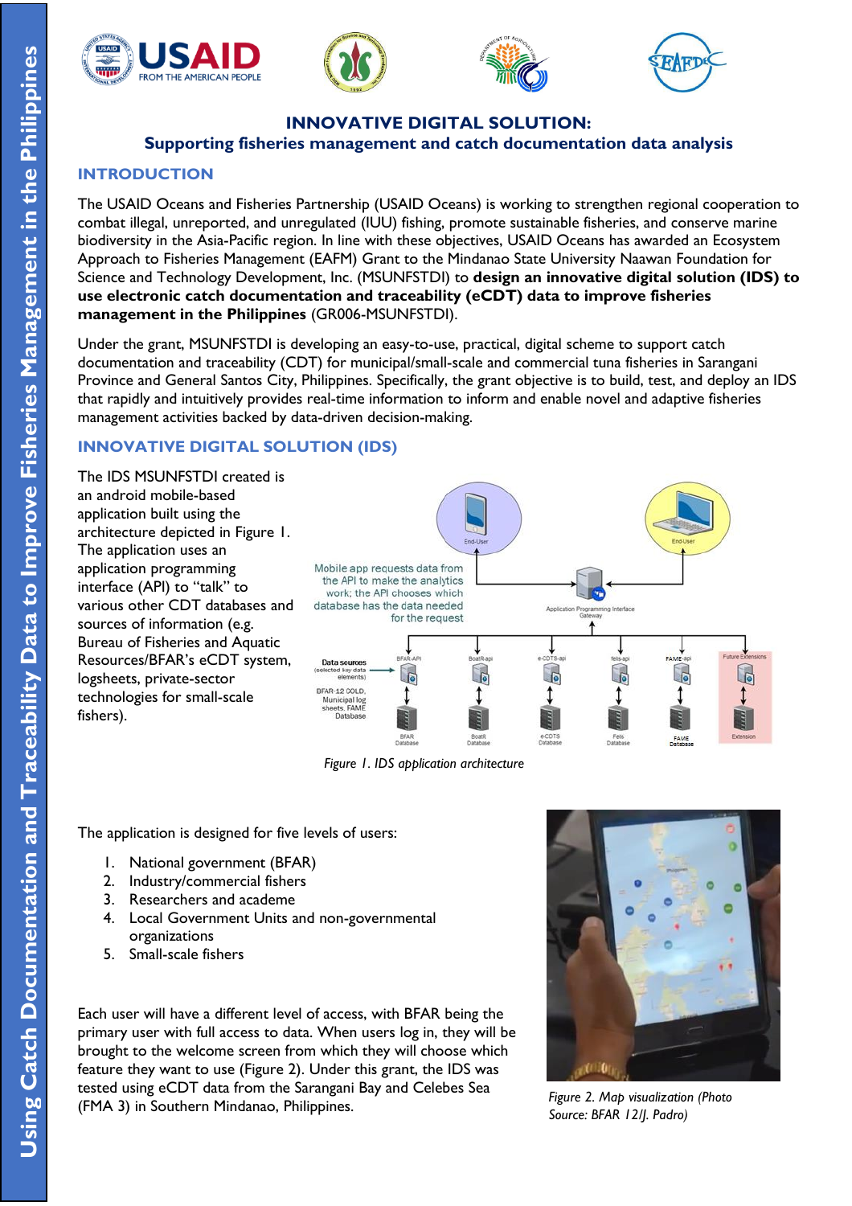# INNOVATIVE DIGITAL SOLUTION:

## Supporting fisheries management and catch documentation data analysis

### INTRODUCTION

The USAID Oceans and Fisheries Partnership (USAID Oceans) is working to strengthen regional cooperation to combat illegal, unreported, and unregulated (IUU) fishing, promote sustainable fisheries, and conserve marine biodiversity in the Asia-Pacific region. In line with these objectives, USAID Oceans has awarded an Ecosystem Approach to Fisheries Management (EAFM) Grant to the Mindanao State University Naawan Foundation for Science and Technology Development, Inc. (MSUNFSTDI) to **design an innovative digital solution (IDS) to use electronic catch documentation and traceability (eCDT) data to improve fisheries management in the Philippines** (GR006-MSUNFSTDI).

Under the grant, MSUNFSTDI is developing an easy-to-use, practical, digital scheme to support catch documentation and traceability (CDT) for municipal/small-scale and commercial tuna fisheries in Sarangani Province and General Santos City, Philippines. Specifically, the grant objective is to build, test, and deploy an IDS that rapidly and intuitively provides real-time information to inform and enable novel and adaptive fisheries management activities backed by data-driven decision-making.

### INNOVATIVE DIGITAL SOLUTION (IDS)

The IDS MSUNFSTDI created is an android mobile-based application built using the architecture depicted in Figure 1. The application uses an application programming interface (API) to "talk" to various other CDT databases and sources of information (e.g. Bureau of Fisheries and Aquatic Resources/BFAR's eCDT system, logsheets, private-sector technologies for small-scale fishers).

End-User

End-User

Mobile app requests data from the API to make the analytics work; the API chooses which database has the data needed for the request

Application Programming Interface Gateway

Data sources (selected key data elements)

BFAR-12 OOLD, Municipal log sheets, FAME Database

BFAR-API

BoatR-api

e-CDTS-api

fels-api

FAME-api

Future Extensions

BFAR Database

BoatR Database

e-CDTS Database

Fels Database

FAME Database

Extension

*Figure 1. IDS application architecture*

The application is designed for five levels of users:

1. National government (BFAR)
2. Industry/commercial fishers
3. Researchers and academe
4. Local Government Units and non-governmental organizations
5. Small-scale fishers

Each user will have a different level of access, with BFAR being the primary user with full access to data. When users log in, they will be brought to the welcome screen from which they will choose which feature they want to use (Figure 2). Under this grant, the IDS was tested using eCDT data from the Sarangani Bay and Celebes Sea (FMA 3) in Southern Mindanao, Philippines.

*Figure 2. Map visualization (Photo Source: BFAR 12/J. Padro)*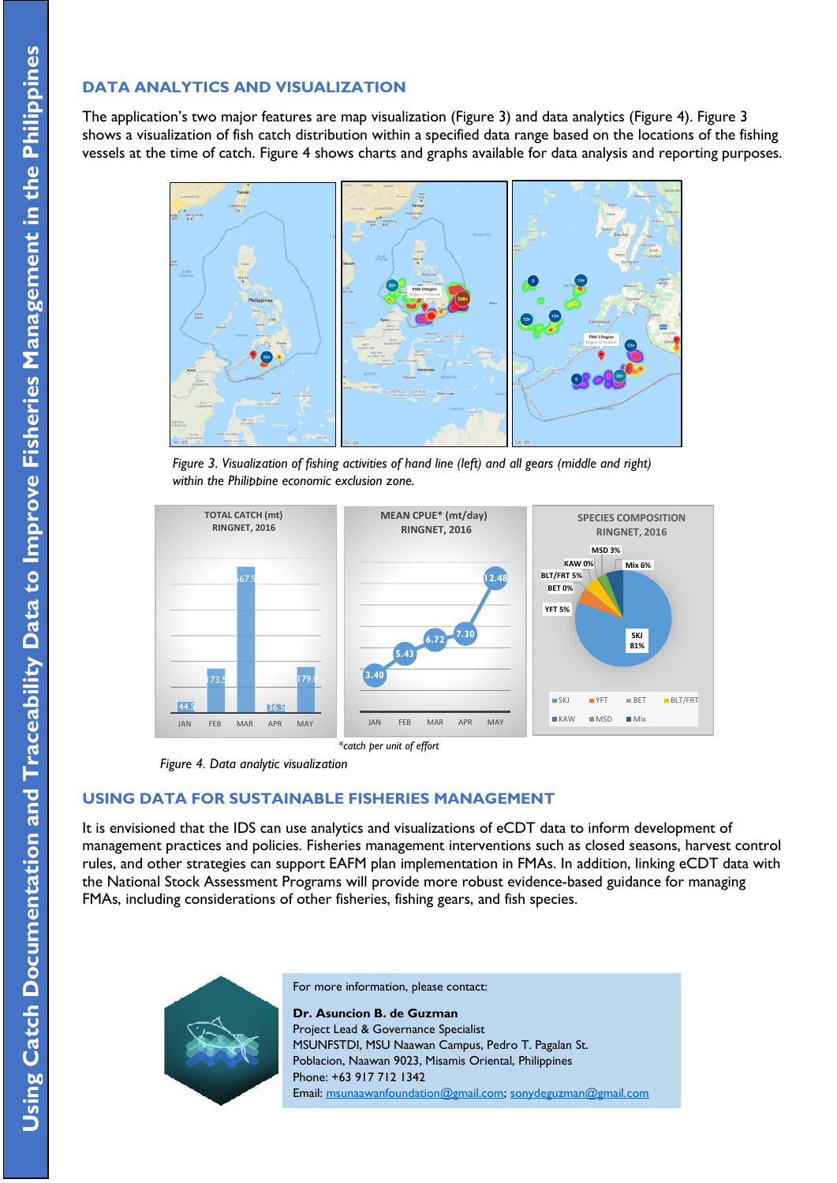## DATA ANALYTICS AND VISUALIZATION

The application's two major features are map visualization (Figure 3) and data analytics (Figure 4). Figure 3 shows a visualization of fish catch distribution within a specified data range based on the locations of the fishing vessels at the time of catch. Figure 4 shows charts and graphs available for data analysis and reporting purposes.

*Figure 3. Visualization of fishing activities of hand line (left) and all gears (middle and right) within the Philippine economic exclusion zone.*

TOTAL CATCH (mt)
RINGNET, 2016

44.5
173.5
567.9
36.5
179.0

JAN FEB MAR APR MAY

MEAN CPUE* (mt/day)
RINGNET, 2016

3.40
5.43
6.72
7.30
12.48

JAN FEB MAR APR MAY

SPECIES COMPOSITION
RINGNET, 2016

MSD 3%
KAW 0%
Mix 6%
BLT/FRT 5%
BET 0%
YFT 5%
SKJ 81%

SKJ YFT BET BLT/FRT KAW MSD Mix

*catch per unit of effort

*Figure 4. Data analytic visualization*

## USING DATA FOR SUSTAINABLE FISHERIES MANAGEMENT

It is envisioned that the IDS can use analytics and visualizations of eCDT data to inform development of management practices and policies. Fisheries management interventions such as closed seasons, harvest control rules, and other strategies can support EAFM plan implementation in FMAs. In addition, linking eCDT data with the National Stock Assessment Programs will provide more robust evidence-based guidance for managing FMAs, including considerations of other fisheries, fishing gears, and fish species.

For more information, please contact:

**Dr. Asuncion B. de Guzman**
Project Lead & Governance Specialist
MSUNFSTDI, MSU Naawan Campus, Pedro T. Pagalan St.
Poblacion, Naawan 9023, Misamis Oriental, Philippines
Phone: +63 917 712 1342
Email: msunaawanfoundation@gmail.com; sonydeguzman@gmail.com